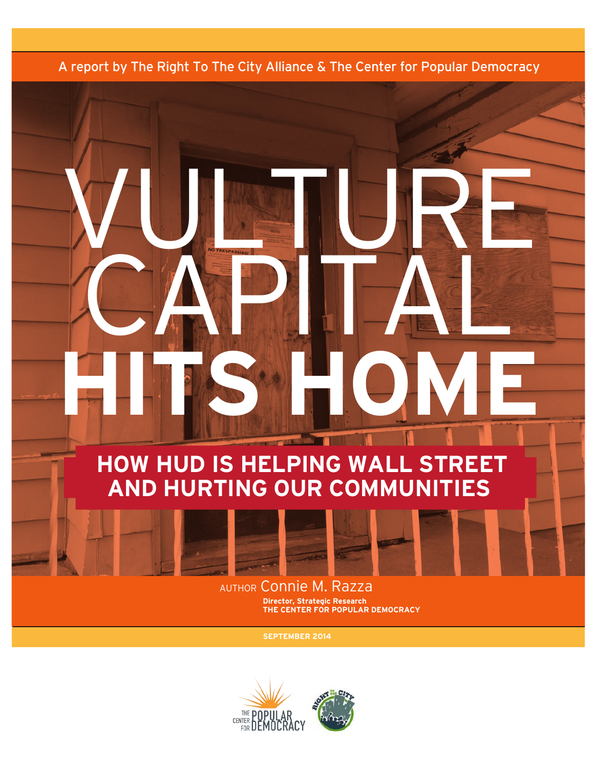A report by The Right To The City Alliance & The Center for Popular Democracy

# VULTURE CAPITAL HITS HOME

## HOW HUD IS HELPING WALL STREET AND HURTING OUR COMMUNITIES

AUTHOR Connie M. Razza

**Director, Strategic Research**
**THE CENTER FOR POPULAR DEMOCRACY**

**SEPTEMBER 2014**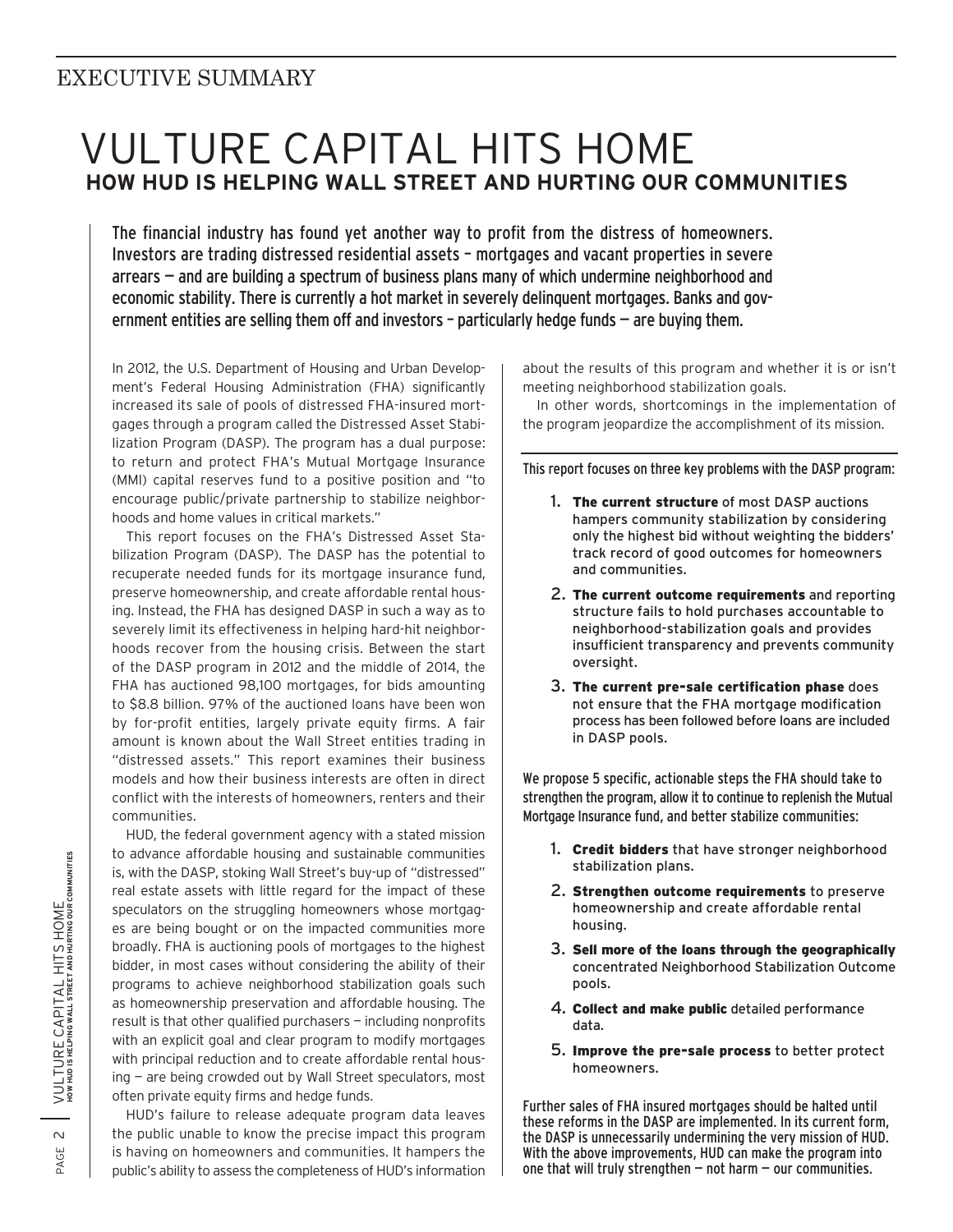EXECUTIVE SUMMARY

# VULTURE CAPITAL HITS HOME

## HOW HUD IS HELPING WALL STREET AND HURTING OUR COMMUNITIES

The financial industry has found yet another way to profit from the distress of homeowners. Investors are trading distressed residential assets – mortgages and vacant properties in severe arrears — and are building a spectrum of business plans many of which undermine neighborhood and economic stability. There is currently a hot market in severely delinquent mortgages. Banks and government entities are selling them off and investors – particularly hedge funds — are buying them.

In 2012, the U.S. Department of Housing and Urban Development's Federal Housing Administration (FHA) significantly increased its sale of pools of distressed FHA-insured mortgages through a program called the Distressed Asset Stabilization Program (DASP). The program has a dual purpose: to return and protect FHA's Mutual Mortgage Insurance (MMI) capital reserves fund to a positive position and "to encourage public/private partnership to stabilize neighborhoods and home values in critical markets."

This report focuses on the FHA's Distressed Asset Stabilization Program (DASP). The DASP has the potential to recuperate needed funds for its mortgage insurance fund, preserve homeownership, and create affordable rental housing. Instead, the FHA has designed DASP in such a way as to severely limit its effectiveness in helping hard-hit neighborhoods recover from the housing crisis. Between the start of the DASP program in 2012 and the middle of 2014, the FHA has auctioned 98,100 mortgages, for bids amounting to $8.8 billion. 97% of the auctioned loans have been won by for-profit entities, largely private equity firms. A fair amount is known about the Wall Street entities trading in "distressed assets." This report examines their business models and how their business interests are often in direct conflict with the interests of homeowners, renters and their communities.

HUD, the federal government agency with a stated mission to advance affordable housing and sustainable communities is, with the DASP, stoking Wall Street's buy-up of "distressed" real estate assets with little regard for the impact of these speculators on the struggling homeowners whose mortgages are being bought or on the impacted communities more broadly. FHA is auctioning pools of mortgages to the highest bidder, in most cases without considering the ability of their programs to achieve neighborhood stabilization goals such as homeownership preservation and affordable housing. The result is that other qualified purchasers — including nonprofits with an explicit goal and clear program to modify mortgages with principal reduction and to create affordable rental housing — are being crowded out by Wall Street speculators, most often private equity firms and hedge funds.

HUD's failure to release adequate program data leaves the public unable to know the precise impact this program is having on homeowners and communities. It hampers the public's ability to assess the completeness of HUD's information about the results of this program and whether it is or isn't meeting neighborhood stabilization goals.

In other words, shortcomings in the implementation of the program jeopardize the accomplishment of its mission.

This report focuses on three key problems with the DASP program:

1. **The current structure** of most DASP auctions hampers community stabilization by considering only the highest bid without weighting the bidders' track record of good outcomes for homeowners and communities.
2. **The current outcome requirements** and reporting structure fails to hold purchases accountable to neighborhood-stabilization goals and provides insufficient transparency and prevents community oversight.
3. **The current pre-sale certification phase** does not ensure that the FHA mortgage modification process has been followed before loans are included in DASP pools.

We propose 5 specific, actionable steps the FHA should take to strengthen the program, allow it to continue to replenish the Mutual Mortgage Insurance fund, and better stabilize communities:

1. **Credit bidders** that have stronger neighborhood stabilization plans.
2. **Strengthen outcome requirements** to preserve homeownership and create affordable rental housing.
3. **Sell more of the loans through the geographically** concentrated Neighborhood Stabilization Outcome pools.
4. **Collect and make public** detailed performance data.
5. **Improve the pre-sale process** to better protect homeowners.

Further sales of FHA insured mortgages should be halted until these reforms in the DASP are implemented. In its current form, the DASP is unnecessarily undermining the very mission of HUD. With the above improvements, HUD can make the program into one that will truly strengthen — not harm — our communities.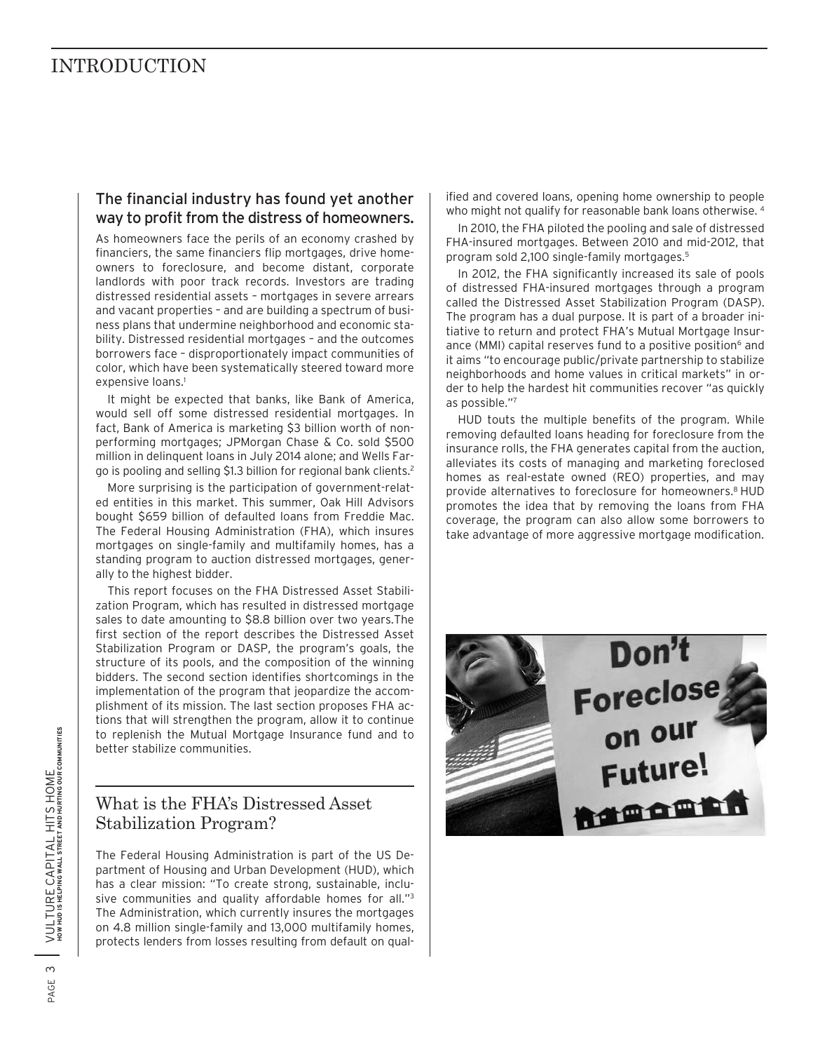# INTRODUCTION

## The financial industry has found yet another way to profit from the distress of homeowners.

As homeowners face the perils of an economy crashed by financiers, the same financiers flip mortgages, drive homeowners to foreclosure, and become distant, corporate landlords with poor track records. Investors are trading distressed residential assets – mortgages in severe arrears and vacant properties – and are building a spectrum of business plans that undermine neighborhood and economic stability. Distressed residential mortgages – and the outcomes borrowers face – disproportionately impact communities of color, which have been systematically steered toward more expensive loans.[1]

It might be expected that banks, like Bank of America, would sell off some distressed residential mortgages. In fact, Bank of America is marketing $3 billion worth of nonperforming mortgages; JPMorgan Chase & Co. sold $500 million in delinquent loans in July 2014 alone; and Wells Fargo is pooling and selling $1.3 billion for regional bank clients.[2]

More surprising is the participation of government-related entities in this market. This summer, Oak Hill Advisors bought $659 billion of defaulted loans from Freddie Mac. The Federal Housing Administration (FHA), which insures mortgages on single-family and multifamily homes, has a standing program to auction distressed mortgages, generally to the highest bidder.

This report focuses on the FHA Distressed Asset Stabilization Program, which has resulted in distressed mortgage sales to date amounting to $8.8 billion over two years.The first section of the report describes the Distressed Asset Stabilization Program or DASP, the program's goals, the structure of its pools, and the composition of the winning bidders. The second section identifies shortcomings in the implementation of the program that jeopardize the accomplishment of its mission. The last section proposes FHA actions that will strengthen the program, allow it to continue to replenish the Mutual Mortgage Insurance fund and to better stabilize communities.

## What is the FHA's Distressed Asset Stabilization Program?

The Federal Housing Administration is part of the US Department of Housing and Urban Development (HUD), which has a clear mission: "To create strong, sustainable, inclusive communities and quality affordable homes for all."[3] The Administration, which currently insures the mortgages on 4.8 million single-family and 13,000 multifamily homes, protects lenders from losses resulting from default on qualified and covered loans, opening home ownership to people who might not qualify for reasonable bank loans otherwise.[4]

In 2010, the FHA piloted the pooling and sale of distressed FHA-insured mortgages. Between 2010 and mid-2012, that program sold 2,100 single-family mortgages.[5]

In 2012, the FHA significantly increased its sale of pools of distressed FHA-insured mortgages through a program called the Distressed Asset Stabilization Program (DASP). The program has a dual purpose. It is part of a broader initiative to return and protect FHA's Mutual Mortgage Insurance (MMI) capital reserves fund to a positive position[6] and it aims "to encourage public/private partnership to stabilize neighborhoods and home values in critical markets" in order to help the hardest hit communities recover "as quickly as possible."[7]

HUD touts the multiple benefits of the program. While removing defaulted loans heading for foreclosure from the insurance rolls, the FHA generates capital from the auction, alleviates its costs of managing and marketing foreclosed homes as real-estate owned (REO) properties, and may provide alternatives to foreclosure for homeowners.[8] HUD promotes the idea that by removing the loans from FHA coverage, the program can also allow some borrowers to take advantage of more aggressive mortgage modification.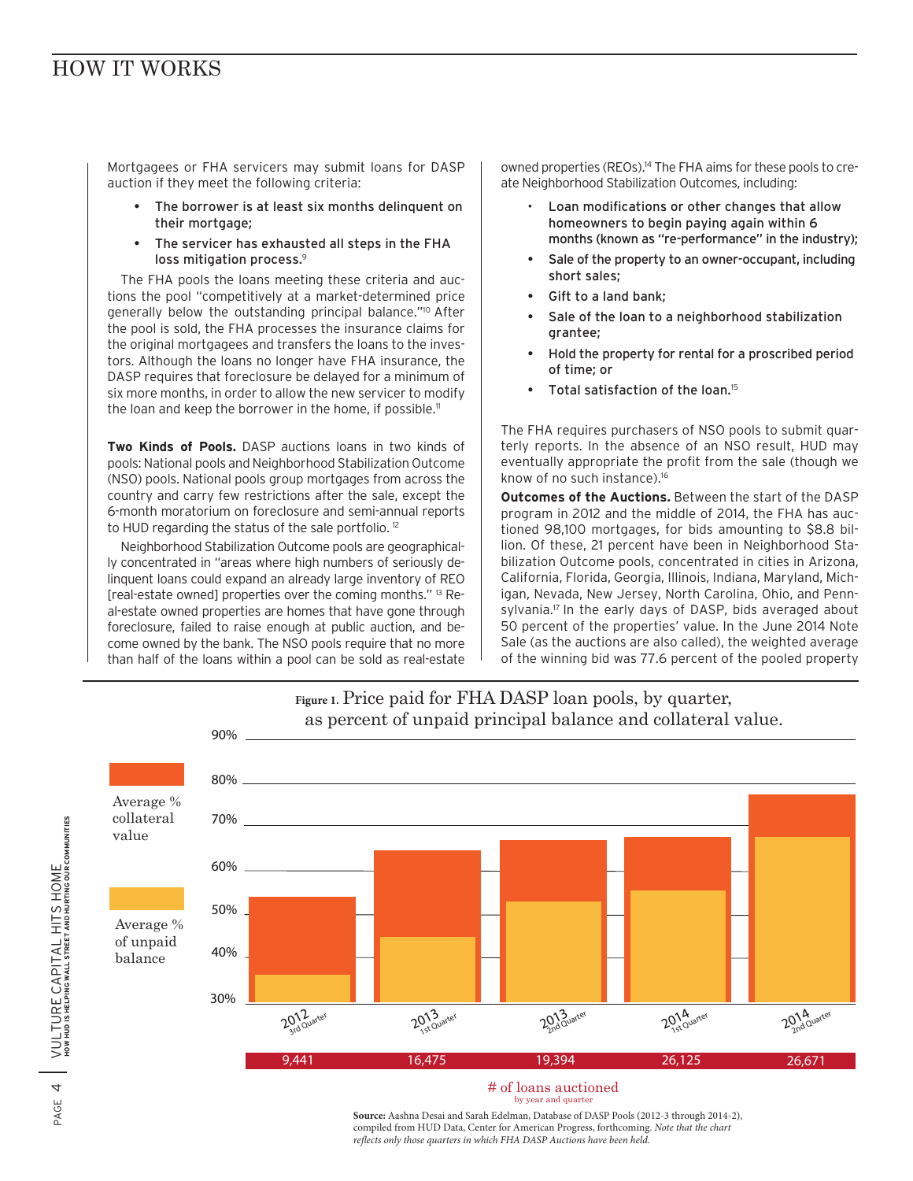## HOW IT WORKS

Mortgagees or FHA servicers may submit loans for DASP auction if they meet the following criteria:

- **The borrower is at least six months delinquent on their mortgage;**
- **The servicer has exhausted all steps in the FHA loss mitigation process.**[9]

The FHA pools the loans meeting these criteria and auctions the pool "competitively at a market-determined price generally below the outstanding principal balance."[10] After the pool is sold, the FHA processes the insurance claims for the original mortgagees and transfers the loans to the investors. Although the loans no longer have FHA insurance, the DASP requires that foreclosure be delayed for a minimum of six more months, in order to allow the new servicer to modify the loan and keep the borrower in the home, if possible.[11]

**Two Kinds of Pools.** DASP auctions loans in two kinds of pools: National pools and Neighborhood Stabilization Outcome (NSO) pools. National pools group mortgages from across the country and carry few restrictions after the sale, except the 6-month moratorium on foreclosure and semi-annual reports to HUD regarding the status of the sale portfolio.[12]

Neighborhood Stabilization Outcome pools are geographically concentrated in "areas where high numbers of seriously delinquent loans could expand an already large inventory of REO [real-estate owned] properties over the coming months."[13] Real-estate owned properties are homes that have gone through foreclosure, failed to raise enough at public auction, and become owned by the bank. The NSO pools require that no more than half of the loans within a pool can be sold as real-estate owned properties (REOs).[14] The FHA aims for these pools to create Neighborhood Stabilization Outcomes, including:

- **Loan modifications or other changes that allow homeowners to begin paying again within 6 months (known as "re-performance" in the industry);**
- **Sale of the property to an owner-occupant, including short sales;**
- **Gift to a land bank;**
- **Sale of the loan to a neighborhood stabilization grantee;**
- **Hold the property for rental for a proscribed period of time; or**
- **Total satisfaction of the loan.**[15]

The FHA requires purchasers of NSO pools to submit quarterly reports. In the absence of an NSO result, HUD may eventually appropriate the profit from the sale (though we know of no such instance).[16]

**Outcomes of the Auctions.** Between the start of the DASP program in 2012 and the middle of 2014, the FHA has auctioned 98,100 mortgages, for bids amounting to $8.8 billion. Of these, 21 percent have been in Neighborhood Stabilization Outcome pools, concentrated in cities in Arizona, California, Florida, Georgia, Illinois, Indiana, Maryland, Michigan, Nevada, New Jersey, North Carolina, Ohio, and Pennsylvania.[17] In the early days of DASP, bids averaged about 50 percent of the properties' value. In the June 2014 Note Sale (as the auctions are also called), the weighted average of the winning bid was 77.6 percent of the pooled property

**Figure 1.** Price paid for FHA DASP loan pools, by quarter, as percent of unpaid principal balance and collateral value.

| Quarter | Average % collateral value | Average % of unpaid balance | # of loans auctioned |
|---|---|---|---|
| 2012 3rd Quarter | ~54% | ~36% | 9,441 |
| 2013 1st Quarter | ~64% | ~45% | 16,475 |
| 2013 2nd Quarter | ~66% | ~53% | 19,394 |
| 2014 1st Quarter | ~67% | ~55% | 26,125 |
| 2014 2nd Quarter | ~77% | ~67% | 26,671 |

**Source:** Aashna Desai and Sarah Edelman, Database of DASP Pools (2012-3 through 2014-2), compiled from HUD Data, Center for American Progress, forthcoming. *Note that the chart reflects only those quarters in which FHA DASP Auctions have been held.*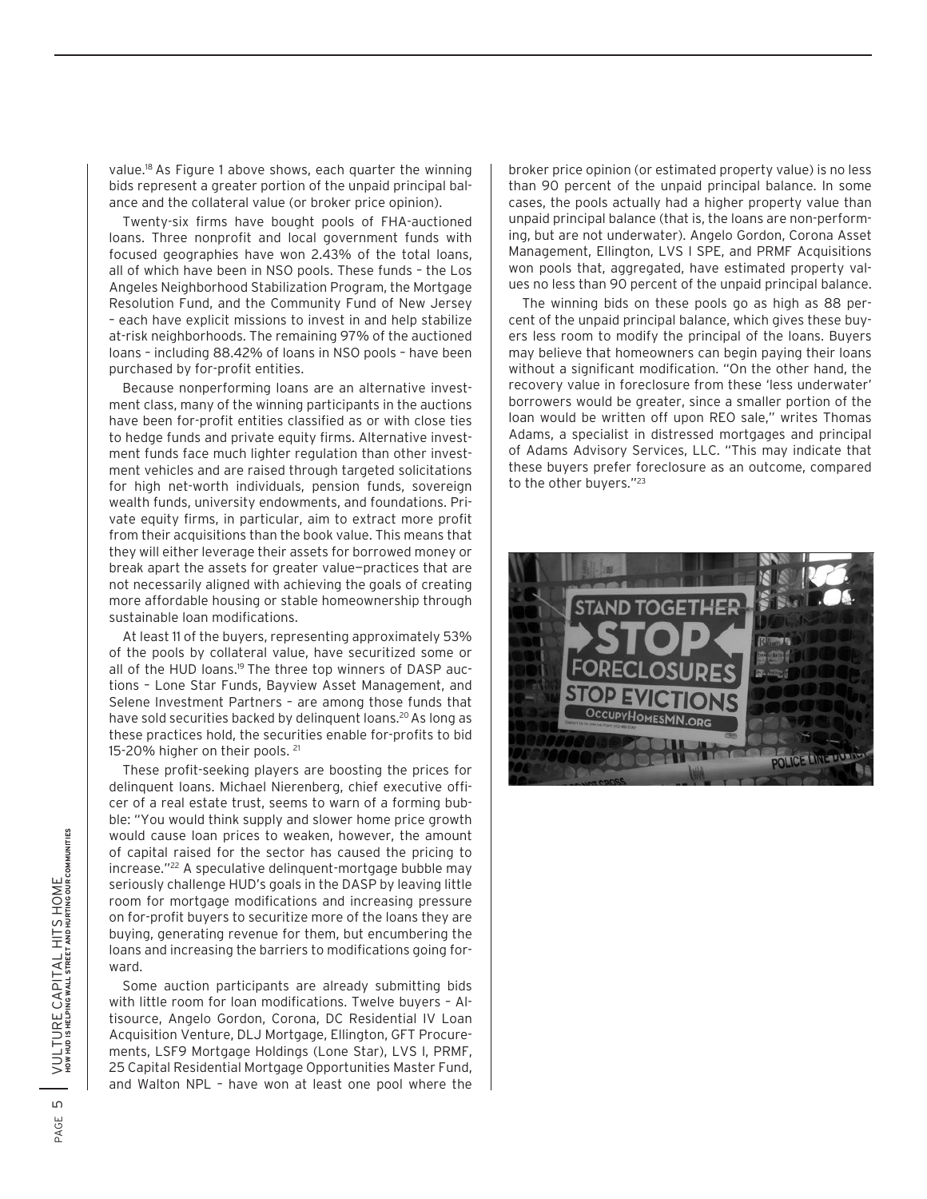value.[18] As Figure 1 above shows, each quarter the winning bids represent a greater portion of the unpaid principal balance and the collateral value (or broker price opinion).

Twenty-six firms have bought pools of FHA-auctioned loans. Three nonprofit and local government funds with focused geographies have won 2.43% of the total loans, all of which have been in NSO pools. These funds – the Los Angeles Neighborhood Stabilization Program, the Mortgage Resolution Fund, and the Community Fund of New Jersey – each have explicit missions to invest in and help stabilize at-risk neighborhoods. The remaining 97% of the auctioned loans – including 88.42% of loans in NSO pools – have been purchased by for-profit entities.

Because nonperforming loans are an alternative investment class, many of the winning participants in the auctions have been for-profit entities classified as or with close ties to hedge funds and private equity firms. Alternative investment funds face much lighter regulation than other investment vehicles and are raised through targeted solicitations for high net-worth individuals, pension funds, sovereign wealth funds, university endowments, and foundations. Private equity firms, in particular, aim to extract more profit from their acquisitions than the book value. This means that they will either leverage their assets for borrowed money or break apart the assets for greater value—practices that are not necessarily aligned with achieving the goals of creating more affordable housing or stable homeownership through sustainable loan modifications.

At least 11 of the buyers, representing approximately 53% of the pools by collateral value, have securitized some or all of the HUD loans.[19] The three top winners of DASP auctions – Lone Star Funds, Bayview Asset Management, and Selene Investment Partners – are among those funds that have sold securities backed by delinquent loans.[20] As long as these practices hold, the securities enable for-profits to bid 15-20% higher on their pools.[21]

These profit-seeking players are boosting the prices for delinquent loans. Michael Nierenberg, chief executive officer of a real estate trust, seems to warn of a forming bubble: "You would think supply and slower home price growth would cause loan prices to weaken, however, the amount of capital raised for the sector has caused the pricing to increase."[22] A speculative delinquent-mortgage bubble may seriously challenge HUD's goals in the DASP by leaving little room for mortgage modifications and increasing pressure on for-profit buyers to securitize more of the loans they are buying, generating revenue for them, but encumbering the loans and increasing the barriers to modifications going forward.

Some auction participants are already submitting bids with little room for loan modifications. Twelve buyers – Altisource, Angelo Gordon, Corona, DC Residential IV Loan Acquisition Venture, DLJ Mortgage, Ellington, GFT Procurements, LSF9 Mortgage Holdings (Lone Star), LVS I, PRMF, 25 Capital Residential Mortgage Opportunities Master Fund, and Walton NPL – have won at least one pool where the broker price opinion (or estimated property value) is no less than 90 percent of the unpaid principal balance. In some cases, the pools actually had a higher property value than unpaid principal balance (that is, the loans are non-performing, but are not underwater). Angelo Gordon, Corona Asset Management, Ellington, LVS I SPE, and PRMF Acquisitions won pools that, aggregated, have estimated property values no less than 90 percent of the unpaid principal balance.

The winning bids on these pools go as high as 88 percent of the unpaid principal balance, which gives these buyers less room to modify the principal of the loans. Buyers may believe that homeowners can begin paying their loans without a significant modification. "On the other hand, the recovery value in foreclosure from these 'less underwater' borrowers would be greater, since a smaller portion of the loan would be written off upon REO sale," writes Thomas Adams, a specialist in distressed mortgages and principal of Adams Advisory Services, LLC. "This may indicate that these buyers prefer foreclosure as an outcome, compared to the other buyers."[23]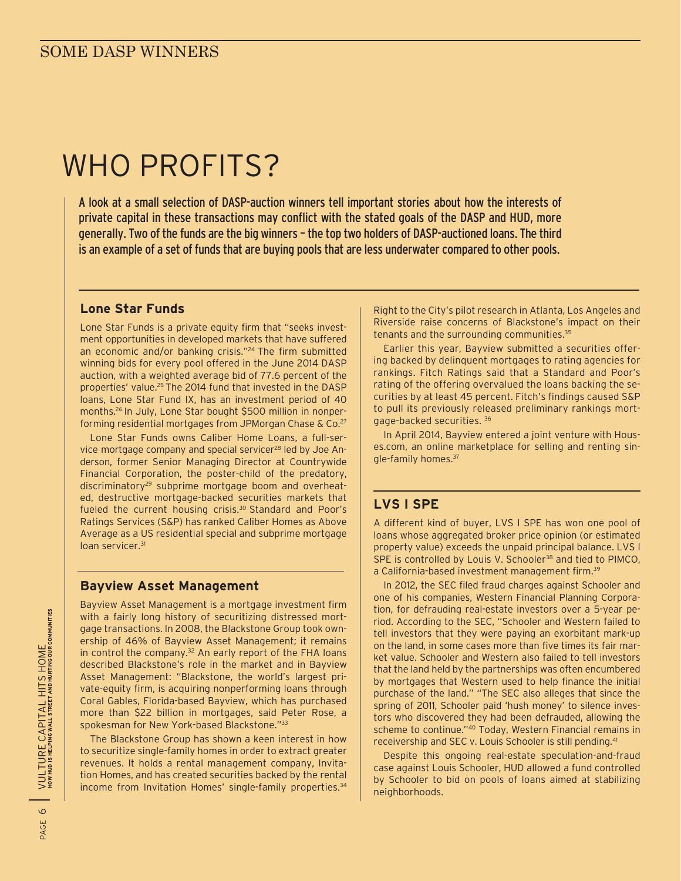# WHO PROFITS?

**A look at a small selection of DASP-auction winners tell important stories about how the interests of private capital in these transactions may conflict with the stated goals of the DASP and HUD, more generally. Two of the funds are the big winners – the top two holders of DASP-auctioned loans. The third is an example of a set of funds that are buying pools that are less underwater compared to other pools.**

## Lone Star Funds

Lone Star Funds is a private equity firm that "seeks investment opportunities in developed markets that have suffered an economic and/or banking crisis."[24] The firm submitted winning bids for every pool offered in the June 2014 DASP auction, with a weighted average bid of 77.6 percent of the properties' value.[25] The 2014 fund that invested in the DASP loans, Lone Star Fund IX, has an investment period of 40 months.[26] In July, Lone Star bought $500 million in nonperforming residential mortgages from JPMorgan Chase & Co.[27]

Lone Star Funds owns Caliber Home Loans, a full-service mortgage company and special servicer[28] led by Joe Anderson, former Senior Managing Director at Countrywide Financial Corporation, the poster-child of the predatory, discriminatory[29] subprime mortgage boom and overheated, destructive mortgage-backed securities markets that fueled the current housing crisis.[30] Standard and Poor's Ratings Services (S&P) has ranked Caliber Homes as Above Average as a US residential special and subprime mortgage loan servicer.[31]

## Bayview Asset Management

Bayview Asset Management is a mortgage investment firm with a fairly long history of securitizing distressed mortgage transactions. In 2008, the Blackstone Group took ownership of 46% of Bayview Asset Management; it remains in control the company.[32] An early report of the FHA loans described Blackstone's role in the market and in Bayview Asset Management: "Blackstone, the world's largest private-equity firm, is acquiring nonperforming loans through Coral Gables, Florida-based Bayview, which has purchased more than $22 billion in mortgages, said Peter Rose, a spokesman for New York-based Blackstone."[33]

The Blackstone Group has shown a keen interest in how to securitize single-family homes in order to extract greater revenues. It holds a rental management company, Invitation Homes, and has created securities backed by the rental income from Invitation Homes' single-family properties.[34] Right to the City's pilot research in Atlanta, Los Angeles and Riverside raise concerns of Blackstone's impact on their tenants and the surrounding communities.[35]

Earlier this year, Bayview submitted a securities offering backed by delinquent mortgages to rating agencies for rankings. Fitch Ratings said that a Standard and Poor's rating of the offering overvalued the loans backing the securities by at least 45 percent. Fitch's findings caused S&P to pull its previously released preliminary rankings mortgage-backed securities.[36]

In April 2014, Bayview entered a joint venture with Houses.com, an online marketplace for selling and renting single-family homes.[37]

## LVS I SPE

A different kind of buyer, LVS I SPE has won one pool of loans whose aggregated broker price opinion (or estimated property value) exceeds the unpaid principal balance. LVS I SPE is controlled by Louis V. Schooler[38] and tied to PIMCO, a California-based investment management firm.[39]

In 2012, the SEC filed fraud charges against Schooler and one of his companies, Western Financial Planning Corporation, for defrauding real-estate investors over a 5-year period. According to the SEC, "Schooler and Western failed to tell investors that they were paying an exorbitant mark-up on the land, in some cases more than five times its fair market value. Schooler and Western also failed to tell investors that the land held by the partnerships was often encumbered by mortgages that Western used to help finance the initial purchase of the land." "The SEC also alleges that since the spring of 2011, Schooler paid 'hush money' to silence investors who discovered they had been defrauded, allowing the scheme to continue."[40] Today, Western Financial remains in receivership and SEC v. Louis Schooler is still pending.[41]

Despite this ongoing real-estate speculation-and-fraud case against Louis Schooler, HUD allowed a fund controlled by Schooler to bid on pools of loans aimed at stabilizing neighborhoods.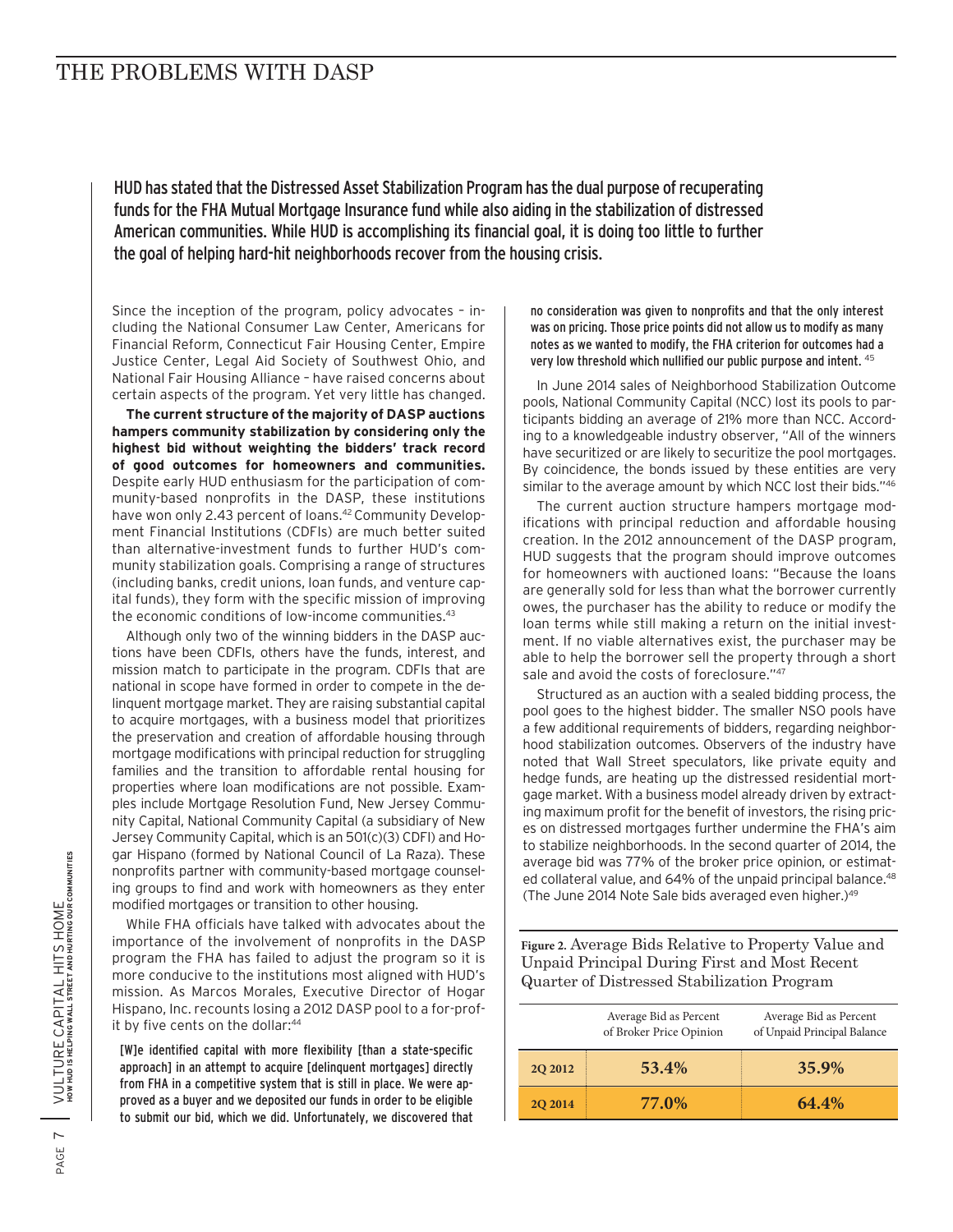# THE PROBLEMS WITH DASP

HUD has stated that the Distressed Asset Stabilization Program has the dual purpose of recuperating funds for the FHA Mutual Mortgage Insurance fund while also aiding in the stabilization of distressed American communities. While HUD is accomplishing its financial goal, it is doing too little to further the goal of helping hard-hit neighborhoods recover from the housing crisis.

Since the inception of the program, policy advocates – including the National Consumer Law Center, Americans for Financial Reform, Connecticut Fair Housing Center, Empire Justice Center, Legal Aid Society of Southwest Ohio, and National Fair Housing Alliance – have raised concerns about certain aspects of the program. Yet very little has changed.

**The current structure of the majority of DASP auctions hampers community stabilization by considering only the highest bid without weighting the bidders' track record of good outcomes for homeowners and communities.** Despite early HUD enthusiasm for the participation of community-based nonprofits in the DASP, these institutions have won only 2.43 percent of loans.[42] Community Development Financial Institutions (CDFIs) are much better suited than alternative-investment funds to further HUD's community stabilization goals. Comprising a range of structures (including banks, credit unions, loan funds, and venture capital funds), they form with the specific mission of improving the economic conditions of low-income communities.[43]

Although only two of the winning bidders in the DASP auctions have been CDFIs, others have the funds, interest, and mission match to participate in the program. CDFIs that are national in scope have formed in order to compete in the delinquent mortgage market. They are raising substantial capital to acquire mortgages, with a business model that prioritizes the preservation and creation of affordable housing through mortgage modifications with principal reduction for struggling families and the transition to affordable rental housing for properties where loan modifications are not possible. Examples include Mortgage Resolution Fund, New Jersey Community Capital, National Community Capital (a subsidiary of New Jersey Community Capital, which is an 501(c)(3) CDFI) and Hogar Hispano (formed by National Council of La Raza). These nonprofits partner with community-based mortgage counseling groups to find and work with homeowners as they enter modified mortgages or transition to other housing.

While FHA officials have talked with advocates about the importance of the involvement of nonprofits in the DASP program the FHA has failed to adjust the program so it is more conducive to the institutions most aligned with HUD's mission. As Marcos Morales, Executive Director of Hogar Hispano, Inc. recounts losing a 2012 DASP pool to a for-profit by five cents on the dollar:[44]

> [W]e identified capital with more flexibility [than a state-specific approach] in an attempt to acquire [delinquent mortgages] directly from FHA in a competitive system that is still in place. We were approved as a buyer and we deposited our funds in order to be eligible to submit our bid, which we did. Unfortunately, we discovered that no consideration was given to nonprofits and that the only interest was on pricing. Those price points did not allow us to modify as many notes as we wanted to modify, the FHA criterion for outcomes had a very low threshold which nullified our public purpose and intent. [45]

In June 2014 sales of Neighborhood Stabilization Outcome pools, National Community Capital (NCC) lost its pools to participants bidding an average of 21% more than NCC. According to a knowledgeable industry observer, "All of the winners have securitized or are likely to securitize the pool mortgages. By coincidence, the bonds issued by these entities are very similar to the average amount by which NCC lost their bids."[46]

The current auction structure hampers mortgage modifications with principal reduction and affordable housing creation. In the 2012 announcement of the DASP program, HUD suggests that the program should improve outcomes for homeowners with auctioned loans: "Because the loans are generally sold for less than what the borrower currently owes, the purchaser has the ability to reduce or modify the loan terms while still making a return on the initial investment. If no viable alternatives exist, the purchaser may be able to help the borrower sell the property through a short sale and avoid the costs of foreclosure."[47]

Structured as an auction with a sealed bidding process, the pool goes to the highest bidder. The smaller NSO pools have a few additional requirements of bidders, regarding neighborhood stabilization outcomes. Observers of the industry have noted that Wall Street speculators, like private equity and hedge funds, are heating up the distressed residential mortgage market. With a business model already driven by extracting maximum profit for the benefit of investors, the rising prices on distressed mortgages further undermine the FHA's aim to stabilize neighborhoods. In the second quarter of 2014, the average bid was 77% of the broker price opinion, or estimated collateral value, and 64% of the unpaid principal balance.[48] (The June 2014 Note Sale bids averaged even higher.)[49]

**Figure 2.** Average Bids Relative to Property Value and Unpaid Principal During First and Most Recent Quarter of Distressed Stabilization Program

| | Average Bid as Percent of Broker Price Opinion | Average Bid as Percent of Unpaid Principal Balance |
|---|---|---|
| 2Q 2012 | 53.4% | 35.9% |
| 2Q 2014 | 77.0% | 64.4% |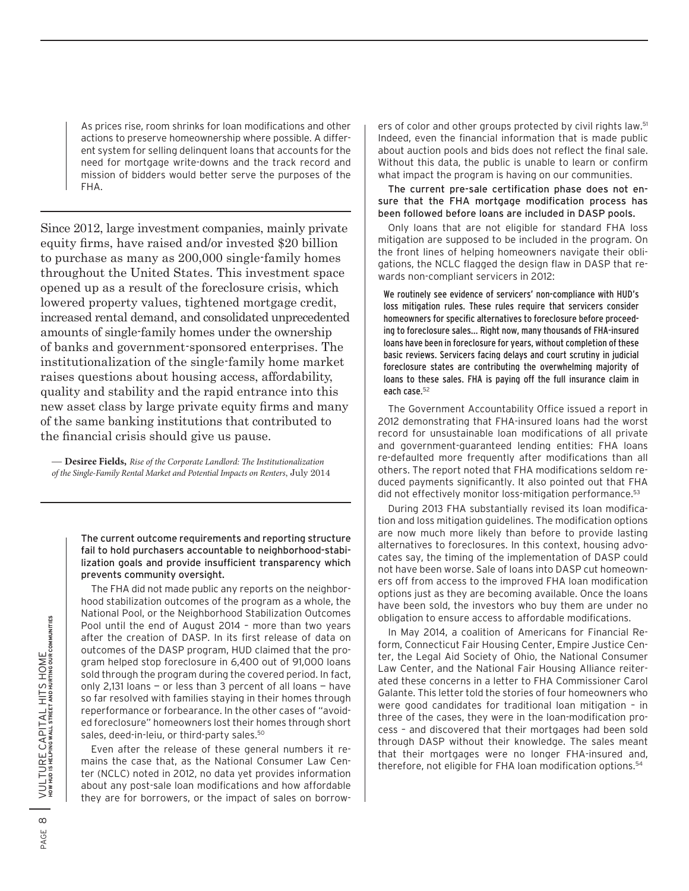As prices rise, room shrinks for loan modifications and other actions to preserve homeownership where possible. A different system for selling delinquent loans that accounts for the need for mortgage write-downs and the track record and mission of bidders would better serve the purposes of the FHA.

---

Since 2012, large investment companies, mainly private equity firms, have raised and/or invested $20 billion to purchase as many as 200,000 single-family homes throughout the United States. This investment space opened up as a result of the foreclosure crisis, which lowered property values, tightened mortgage credit, increased rental demand, and consolidated unprecedented amounts of single-family homes under the ownership of banks and government-sponsored enterprises. The institutionalization of the single-family home market raises questions about housing access, affordability, quality and stability and the rapid entrance into this new asset class by large private equity firms and many of the same banking institutions that contributed to the financial crisis should give us pause.

— **Desiree Fields,** *Rise of the Corporate Landlord: The Institutionalization of the Single-Family Rental Market and Potential Impacts on Renters*, July 2014

---

**The current outcome requirements and reporting structure fail to hold purchasers accountable to neighborhood-stabilization goals and provide insufficient transparency which prevents community oversight.**

The FHA did not made public any reports on the neighborhood stabilization outcomes of the program as a whole, the National Pool, or the Neighborhood Stabilization Outcomes Pool until the end of August 2014 – more than two years after the creation of DASP. In its first release of data on outcomes of the DASP program, HUD claimed that the program helped stop foreclosure in 6,400 out of 91,000 loans sold through the program during the covered period. In fact, only 2,131 loans — or less than 3 percent of all loans — have so far resolved with families staying in their homes through reperformance or forbearance. In the other cases of "avoided foreclosure" homeowners lost their homes through short sales, deed-in-leiu, or third-party sales.[50]

Even after the release of these general numbers it remains the case that, as the National Consumer Law Center (NCLC) noted in 2012, no data yet provides information about any post-sale loan modifications and how affordable they are for borrowers, or the impact of sales on borrowers of color and other groups protected by civil rights law.[51] Indeed, even the financial information that is made public about auction pools and bids does not reflect the final sale. Without this data, the public is unable to learn or confirm what impact the program is having on our communities.

**The current pre-sale certification phase does not ensure that the FHA mortgage modification process has been followed before loans are included in DASP pools.**

Only loans that are not eligible for standard FHA loss mitigation are supposed to be included in the program. On the front lines of helping homeowners navigate their obligations, the NCLC flagged the design flaw in DASP that rewards non-compliant servicers in 2012:

> We routinely see evidence of servicers' non-compliance with HUD's loss mitigation rules. These rules require that servicers consider homeowners for specific alternatives to foreclosure before proceeding to foreclosure sales… Right now, many thousands of FHA-insured loans have been in foreclosure for years, without completion of these basic reviews. Servicers facing delays and court scrutiny in judicial foreclosure states are contributing the overwhelming majority of loans to these sales. FHA is paying off the full insurance claim in each case.[52]

The Government Accountability Office issued a report in 2012 demonstrating that FHA-insured loans had the worst record for unsustainable loan modifications of all private and government-guaranteed lending entities: FHA loans re-defaulted more frequently after modifications than all others. The report noted that FHA modifications seldom reduced payments significantly. It also pointed out that FHA did not effectively monitor loss-mitigation performance.[53]

During 2013 FHA substantially revised its loan modification and loss mitigation guidelines. The modification options are now much more likely than before to provide lasting alternatives to foreclosures. In this context, housing advocates say, the timing of the implementation of DASP could not have been worse. Sale of loans into DASP cut homeowners off from access to the improved FHA loan modification options just as they are becoming available. Once the loans have been sold, the investors who buy them are under no obligation to ensure access to affordable modifications.

In May 2014, a coalition of Americans for Financial Reform, Connecticut Fair Housing Center, Empire Justice Center, the Legal Aid Society of Ohio, the National Consumer Law Center, and the National Fair Housing Alliance reiterated these concerns in a letter to FHA Commissioner Carol Galante. This letter told the stories of four homeowners who were good candidates for traditional loan mitigation – in three of the cases, they were in the loan-modification process – and discovered that their mortgages had been sold through DASP without their knowledge. The sales meant that their mortgages were no longer FHA-insured and, therefore, not eligible for FHA loan modification options.[54]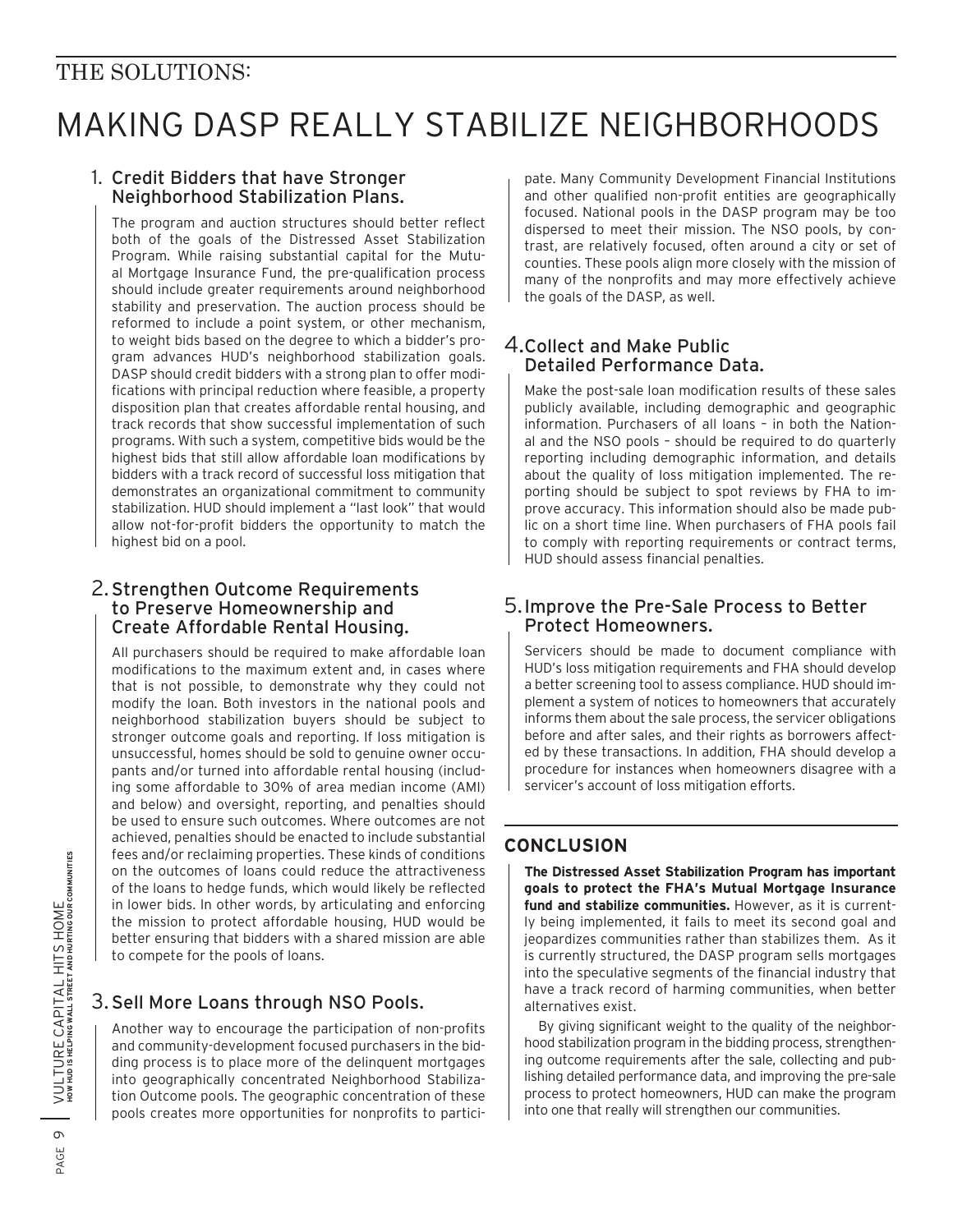THE SOLUTIONS:

# MAKING DASP REALLY STABILIZE NEIGHBORHOODS

## 1. Credit Bidders that have Stronger Neighborhood Stabilization Plans.

The program and auction structures should better reflect both of the goals of the Distressed Asset Stabilization Program. While raising substantial capital for the Mutual Mortgage Insurance Fund, the pre-qualification process should include greater requirements around neighborhood stability and preservation. The auction process should be reformed to include a point system, or other mechanism, to weight bids based on the degree to which a bidder's program advances HUD's neighborhood stabilization goals. DASP should credit bidders with a strong plan to offer modifications with principal reduction where feasible, a property disposition plan that creates affordable rental housing, and track records that show successful implementation of such programs. With such a system, competitive bids would be the highest bids that still allow affordable loan modifications by bidders with a track record of successful loss mitigation that demonstrates an organizational commitment to community stabilization. HUD should implement a "last look" that would allow not-for-profit bidders the opportunity to match the highest bid on a pool.

## 2. Strengthen Outcome Requirements to Preserve Homeownership and Create Affordable Rental Housing.

All purchasers should be required to make affordable loan modifications to the maximum extent and, in cases where that is not possible, to demonstrate why they could not modify the loan. Both investors in the national pools and neighborhood stabilization buyers should be subject to stronger outcome goals and reporting. If loss mitigation is unsuccessful, homes should be sold to genuine owner occupants and/or turned into affordable rental housing (including some affordable to 30% of area median income (AMI) and below) and oversight, reporting, and penalties should be used to ensure such outcomes. Where outcomes are not achieved, penalties should be enacted to include substantial fees and/or reclaiming properties. These kinds of conditions on the outcomes of loans could reduce the attractiveness of the loans to hedge funds, which would likely be reflected in lower bids. In other words, by articulating and enforcing the mission to protect affordable housing, HUD would be better ensuring that bidders with a shared mission are able to compete for the pools of loans.

## 3. Sell More Loans through NSO Pools.

Another way to encourage the participation of non-profits and community-development focused purchasers in the bidding process is to place more of the delinquent mortgages into geographically concentrated Neighborhood Stabilization Outcome pools. The geographic concentration of these pools creates more opportunities for nonprofits to participate. Many Community Development Financial Institutions and other qualified non-profit entities are geographically focused. National pools in the DASP program may be too dispersed to meet their mission. The NSO pools, by contrast, are relatively focused, often around a city or set of counties. These pools align more closely with the mission of many of the nonprofits and may more effectively achieve the goals of the DASP, as well.

## 4. Collect and Make Public Detailed Performance Data.

Make the post-sale loan modification results of these sales publicly available, including demographic and geographic information. Purchasers of all loans – in both the National and the NSO pools – should be required to do quarterly reporting including demographic information, and details about the quality of loss mitigation implemented. The reporting should be subject to spot reviews by FHA to improve accuracy. This information should also be made public on a short time line. When purchasers of FHA pools fail to comply with reporting requirements or contract terms, HUD should assess financial penalties.

## 5. Improve the Pre-Sale Process to Better Protect Homeowners.

Servicers should be made to document compliance with HUD's loss mitigation requirements and FHA should develop a better screening tool to assess compliance. HUD should implement a system of notices to homeowners that accurately informs them about the sale process, the servicer obligations before and after sales, and their rights as borrowers affected by these transactions. In addition, FHA should develop a procedure for instances when homeowners disagree with a servicer's account of loss mitigation efforts.

## CONCLUSION

**The Distressed Asset Stabilization Program has important goals to protect the FHA's Mutual Mortgage Insurance fund and stabilize communities.** However, as it is currently being implemented, it fails to meet its second goal and jeopardizes communities rather than stabilizes them. As it is currently structured, the DASP program sells mortgages into the speculative segments of the financial industry that have a track record of harming communities, when better alternatives exist.

By giving significant weight to the quality of the neighborhood stabilization program in the bidding process, strengthening outcome requirements after the sale, collecting and publishing detailed performance data, and improving the pre-sale process to protect homeowners, HUD can make the program into one that really will strengthen our communities.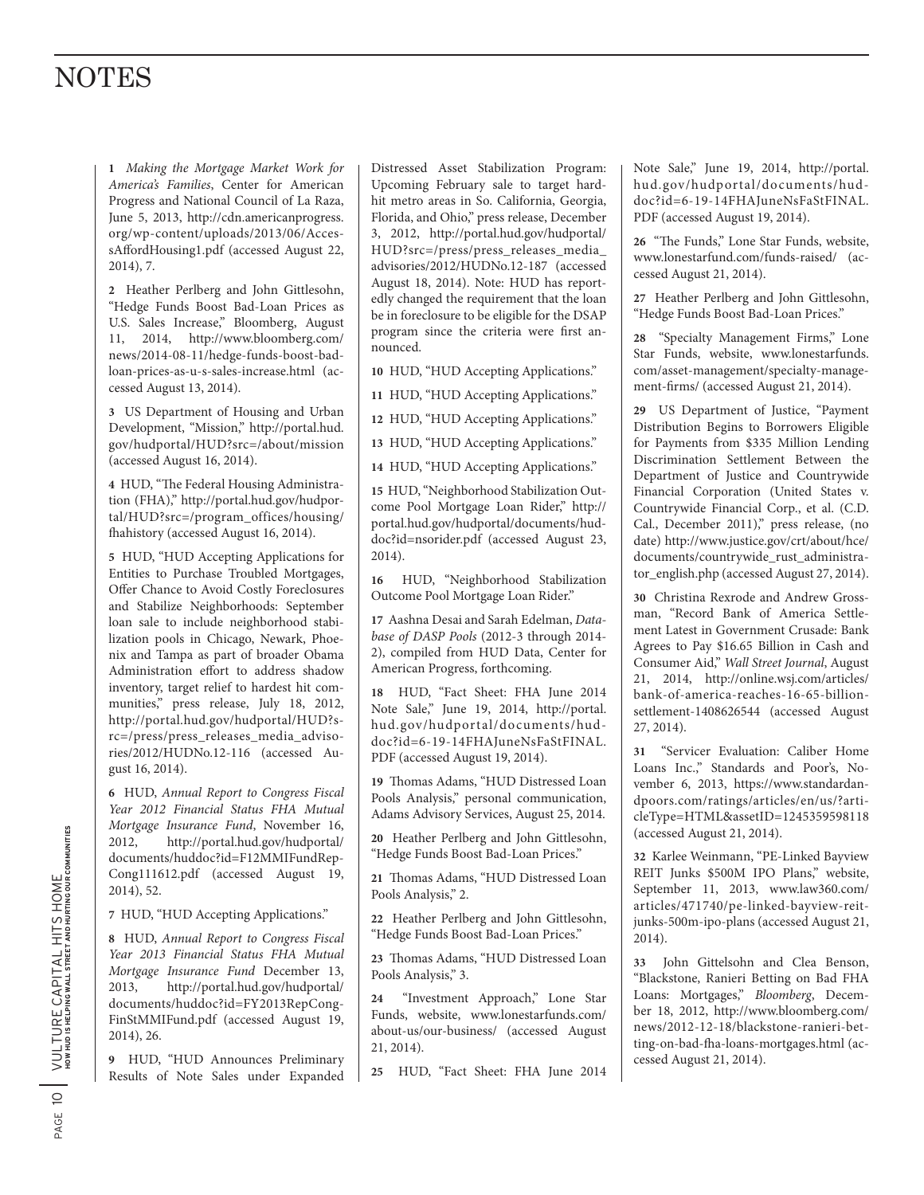# NOTES

**1** *Making the Mortgage Market Work for America's Families*, Center for American Progress and National Council of La Raza, June 5, 2013, http://cdn.americanprogress.org/wp-content/uploads/2013/06/AccessAffordHousing1.pdf (accessed August 22, 2014), 7.

**2** Heather Perlberg and John Gittlesohn, "Hedge Funds Boost Bad-Loan Prices as U.S. Sales Increase," Bloomberg, August 11, 2014, http://www.bloomberg.com/news/2014-08-11/hedge-funds-boost-bad-loan-prices-as-u-s-sales-increase.html (accessed August 13, 2014).

**3** US Department of Housing and Urban Development, "Mission," http://portal.hud.gov/hudportal/HUD?src=/about/mission (accessed August 16, 2014).

**4** HUD, "The Federal Housing Administration (FHA)," http://portal.hud.gov/hudportal/HUD?src=/program_offices/housing/fhahistory (accessed August 16, 2014).

**5** HUD, "HUD Accepting Applications for Entities to Purchase Troubled Mortgages, Offer Chance to Avoid Costly Foreclosures and Stabilize Neighborhoods: September loan sale to include neighborhood stabilization pools in Chicago, Newark, Phoenix and Tampa as part of broader Obama Administration effort to address shadow inventory, target relief to hardest hit communities," press release, July 18, 2012, http://portal.hud.gov/hudportal/HUD?src=/press/press_releases_media_advisories/2012/HUDNo.12-116 (accessed August 16, 2014).

**6** HUD, *Annual Report to Congress Fiscal Year 2012 Financial Status FHA Mutual Mortgage Insurance Fund*, November 16, 2012, http://portal.hud.gov/hudportal/documents/huddoc?id=F12MMIFundRepCong111612.pdf (accessed August 19, 2014), 52.

**7** HUD, "HUD Accepting Applications."

**8** HUD, *Annual Report to Congress Fiscal Year 2013 Financial Status FHA Mutual Mortgage Insurance Fund* December 13, 2013, http://portal.hud.gov/hudportal/documents/huddoc?id=FY2013RepCongFinStMMIFund.pdf (accessed August 19, 2014), 26.

**9** HUD, "HUD Announces Preliminary Results of Note Sales under Expanded Distressed Asset Stabilization Program: Upcoming February sale to target hard-hit metro areas in So. California, Georgia, Florida, and Ohio," press release, December 3, 2012, http://portal.hud.gov/hudportal/HUD?src=/press/press_releases_media_advisories/2012/HUDNo.12-187 (accessed August 18, 2014). Note: HUD has reportedly changed the requirement that the loan be in foreclosure to be eligible for the DSAP program since the criteria were first announced.

**10** HUD, "HUD Accepting Applications."

**11** HUD, "HUD Accepting Applications."

**12** HUD, "HUD Accepting Applications."

**13** HUD, "HUD Accepting Applications."

**14** HUD, "HUD Accepting Applications."

**15** HUD, "Neighborhood Stabilization Outcome Pool Mortgage Loan Rider," http://portal.hud.gov/hudportal/documents/huddoc?id=nsorider.pdf (accessed August 23, 2014).

**16** HUD, "Neighborhood Stabilization Outcome Pool Mortgage Loan Rider."

**17** Aashna Desai and Sarah Edelman, *Database of DASP Pools* (2012-3 through 2014-2), compiled from HUD Data, Center for American Progress, forthcoming.

**18** HUD, "Fact Sheet: FHA June 2014 Note Sale," June 19, 2014, http://portal.hud.gov/hudportal/documents/huddoc?id=6-19-14FHAJuneNsFaStFINAL.PDF (accessed August 19, 2014).

**19** Thomas Adams, "HUD Distressed Loan Pools Analysis," personal communication, Adams Advisory Services, August 25, 2014.

**20** Heather Perlberg and John Gittlesohn, "Hedge Funds Boost Bad-Loan Prices."

**21** Thomas Adams, "HUD Distressed Loan Pools Analysis," 2.

**22** Heather Perlberg and John Gittlesohn, "Hedge Funds Boost Bad-Loan Prices."

**23** Thomas Adams, "HUD Distressed Loan Pools Analysis," 3.

**24** "Investment Approach," Lone Star Funds, website, www.lonestarfunds.com/about-us/our-business/ (accessed August 21, 2014).

**25** HUD, "Fact Sheet: FHA June 2014 Note Sale," June 19, 2014, http://portal.hud.gov/hudportal/documents/huddoc?id=6-19-14FHAJuneNsFaStFINAL.PDF (accessed August 19, 2014).

**26** "The Funds," Lone Star Funds, website, www.lonestarfund.com/funds-raised/ (accessed August 21, 2014).

**27** Heather Perlberg and John Gittlesohn, "Hedge Funds Boost Bad-Loan Prices."

**28** "Specialty Management Firms," Lone Star Funds, website, www.lonestarfunds.com/asset-management/specialty-management-firms/ (accessed August 21, 2014).

**29** US Department of Justice, "Payment Distribution Begins to Borrowers Eligible for Payments from $335 Million Lending Discrimination Settlement Between the Department of Justice and Countrywide Financial Corporation (United States v. Countrywide Financial Corp., et al. (C.D. Cal., December 2011)," press release, (no date) http://www.justice.gov/crt/about/hce/documents/countrywide_rust_administrator_english.php (accessed August 27, 2014).

**30** Christina Rexrode and Andrew Grossman, "Record Bank of America Settlement Latest in Government Crusade: Bank Agrees to Pay $16.65 Billion in Cash and Consumer Aid," *Wall Street Journal*, August 21, 2014, http://online.wsj.com/articles/bank-of-america-reaches-16-65-billion-settlement-1408626544 (accessed August 27, 2014).

**31** "Servicer Evaluation: Caliber Home Loans Inc.," Standards and Poor's, November 6, 2013, https://www.standardandpoors.com/ratings/articles/en/us/?articleType=HTML&assetID=1245359598118 (accessed August 21, 2014).

**32** Karlee Weinmann, "PE-Linked Bayview REIT Junks $500M IPO Plans," website, September 11, 2013, www.law360.com/articles/471740/pe-linked-bayview-reit-junks-500m-ipo-plans (accessed August 21, 2014).

**33** John Gittelsohn and Clea Benson, "Blackstone, Ranieri Betting on Bad FHA Loans: Mortgages," *Bloomberg*, December 18, 2012, http://www.bloomberg.com/news/2012-12-18/blackstone-ranieri-betting-on-bad-fha-loans-mortgages.html (accessed August 21, 2014).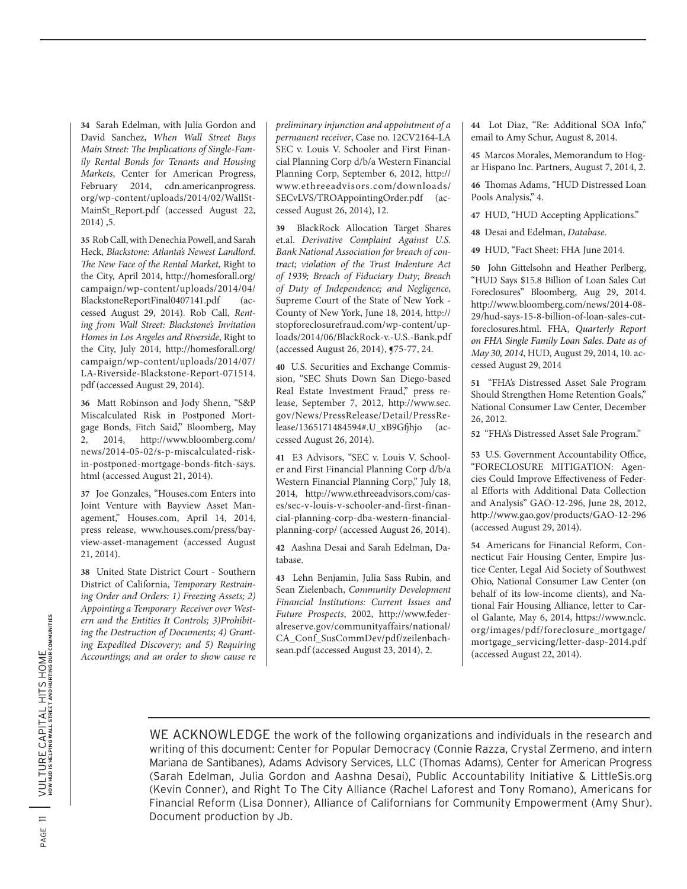**34** Sarah Edelman, with Julia Gordon and David Sanchez, *When Wall Street Buys Main Street: The Implications of Single-Family Rental Bonds for Tenants and Housing Markets*, Center for American Progress, February 2014, cdn.americanprogress.org/wp-content/uploads/2014/02/WallSt-MainSt_Report.pdf (accessed August 22, 2014) ,5.

**35** Rob Call, with Denechia Powell, and Sarah Heck, *Blackstone: Atlanta's Newest Landlord. The New Face of the Rental Market*, Right to the City, April 2014, http://homesforall.org/campaign/wp-content/uploads/2014/04/BlackstoneReportFinal0407141.pdf (accessed August 29, 2014). Rob Call, *Renting from Wall Street: Blackstone's Invitation Homes in Los Angeles and Riverside*, Right to the City, July 2014, http://homesforall.org/campaign/wp-content/uploads/2014/07/LA-Riverside-Blackstone-Report-071514.pdf (accessed August 29, 2014).

**36** Matt Robinson and Jody Shenn, "S&P Miscalculated Risk in Postponed Mortgage Bonds, Fitch Said," Bloomberg, May 2, 2014, http://www.bloomberg.com/news/2014-05-02/s-p-miscalculated-risk-in-postponed-mortgage-bonds-fitch-says.html (accessed August 21, 2014).

**37** Joe Gonzales, "Houses.com Enters into Joint Venture with Bayview Asset Management," Houses.com, April 14, 2014, press release, www.houses.com/press/bayview-asset-management (accessed August 21, 2014).

**38** United State District Court - Southern District of California, *Temporary Restraining Order and Orders: 1) Freezing Assets; 2) Appointing a Temporary Receiver over Western and the Entities It Controls; 3)Prohibiting the Destruction of Documents; 4) Granting Expedited Discovery; and 5) Requiring Accountings; and an order to show cause re preliminary injunction and appointment of a permanent receiver*, Case no. 12CV2164-LA SEC v. Louis V. Schooler and First Financial Planning Corp d/b/a Western Financial Planning Corp, September 6, 2012, http://www.ethreeadvisors.com/downloads/SECvLVS/TROAppointingOrder.pdf (accessed August 26, 2014), 12.

**39** BlackRock Allocation Target Shares et.al. *Derivative Complaint Against U.S. Bank National Association for breach of contract; violation of the Trust Indenture Act of 1939; Breach of Fiduciary Duty; Breach of Duty of Independence; and Negligence*, Supreme Court of the State of New York - County of New York, June 18, 2014, http://stopforeclosurefraud.com/wp-content/uploads/2014/06/BlackRock-v.-U.S.-Bank.pdf (accessed August 26, 2014), ¶75-77, 24.

**40** U.S. Securities and Exchange Commission, "SEC Shuts Down San Diego-based Real Estate Investment Fraud," press release, September 7, 2012, http://www.sec.gov/News/PressRelease/Detail/PressRelease/1365171484594#.U_xB9Gfjhjo (accessed August 26, 2014).

**41** E3 Advisors, "SEC v. Louis V. Schooler and First Financial Planning Corp d/b/a Western Financial Planning Corp," July 18, 2014, http://www.ethreeadvisors.com/cases/sec-v-louis-v-schooler-and-first-financial-planning-corp-dba-western-financial-planning-corp/ (accessed August 26, 2014).

**42** Aashna Desai and Sarah Edelman, Database.

**43** Lehn Benjamin, Julia Sass Rubin, and Sean Zielenbach, *Community Development Financial Institutions: Current Issues and Future Prospects*, 2002, http://www.federalreserve.gov/communityaffairs/national/CA_Conf_SusCommDev/pdf/zeilenbachsean.pdf (accessed August 23, 2014), 2.

**44** Lot Diaz, "Re: Additional SOA Info," email to Amy Schur, August 8, 2014.

**45** Marcos Morales, Memorandum to Hogar Hispano Inc. Partners, August 7, 2014, 2.

**46** Thomas Adams, "HUD Distressed Loan Pools Analysis," 4.

**47** HUD, "HUD Accepting Applications."

**48** Desai and Edelman, *Database*.

**49** HUD, "Fact Sheet: FHA June 2014.

**50** John Gittelsohn and Heather Perlberg, "HUD Says $15.8 Billion of Loan Sales Cut Foreclosures" Bloomberg, Aug 29, 2014. http://www.bloomberg.com/news/2014-08-29/hud-says-15-8-billion-of-loan-sales-cut-foreclosures.html. FHA, *Quarterly Report on FHA Single Family Loan Sales. Date as of May 30, 2014*, HUD, August 29, 2014, 10. accessed August 29, 2014

**51** "FHA's Distressed Asset Sale Program Should Strengthen Home Retention Goals," National Consumer Law Center, December 26, 2012.

**52** "FHA's Distressed Asset Sale Program."

**53** U.S. Government Accountability Office, "FORECLOSURE MITIGATION: Agencies Could Improve Effectiveness of Federal Efforts with Additional Data Collection and Analysis" GAO-12-296, June 28, 2012, http://www.gao.gov/products/GAO-12-296 (accessed August 29, 2014).

**54** Americans for Financial Reform, Connecticut Fair Housing Center, Empire Justice Center, Legal Aid Society of Southwest Ohio, National Consumer Law Center (on behalf of its low-income clients), and National Fair Housing Alliance, letter to Carol Galante, May 6, 2014, https://www.nclc.org/images/pdf/foreclosure_mortgage/mortgage_servicing/letter-dasp-2014.pdf (accessed August 22, 2014).

---

WE ACKNOWLEDGE the work of the following organizations and individuals in the research and writing of this document: Center for Popular Democracy (Connie Razza, Crystal Zermeno, and intern Mariana de Santibanes), Adams Advisory Services, LLC (Thomas Adams), Center for American Progress (Sarah Edelman, Julia Gordon and Aashna Desai), Public Accountability Initiative & LittleSis.org (Kevin Conner), and Right To The City Alliance (Rachel Laforest and Tony Romano), Americans for Financial Reform (Lisa Donner), Alliance of Californians for Community Empowerment (Amy Shur). Document production by Jb.